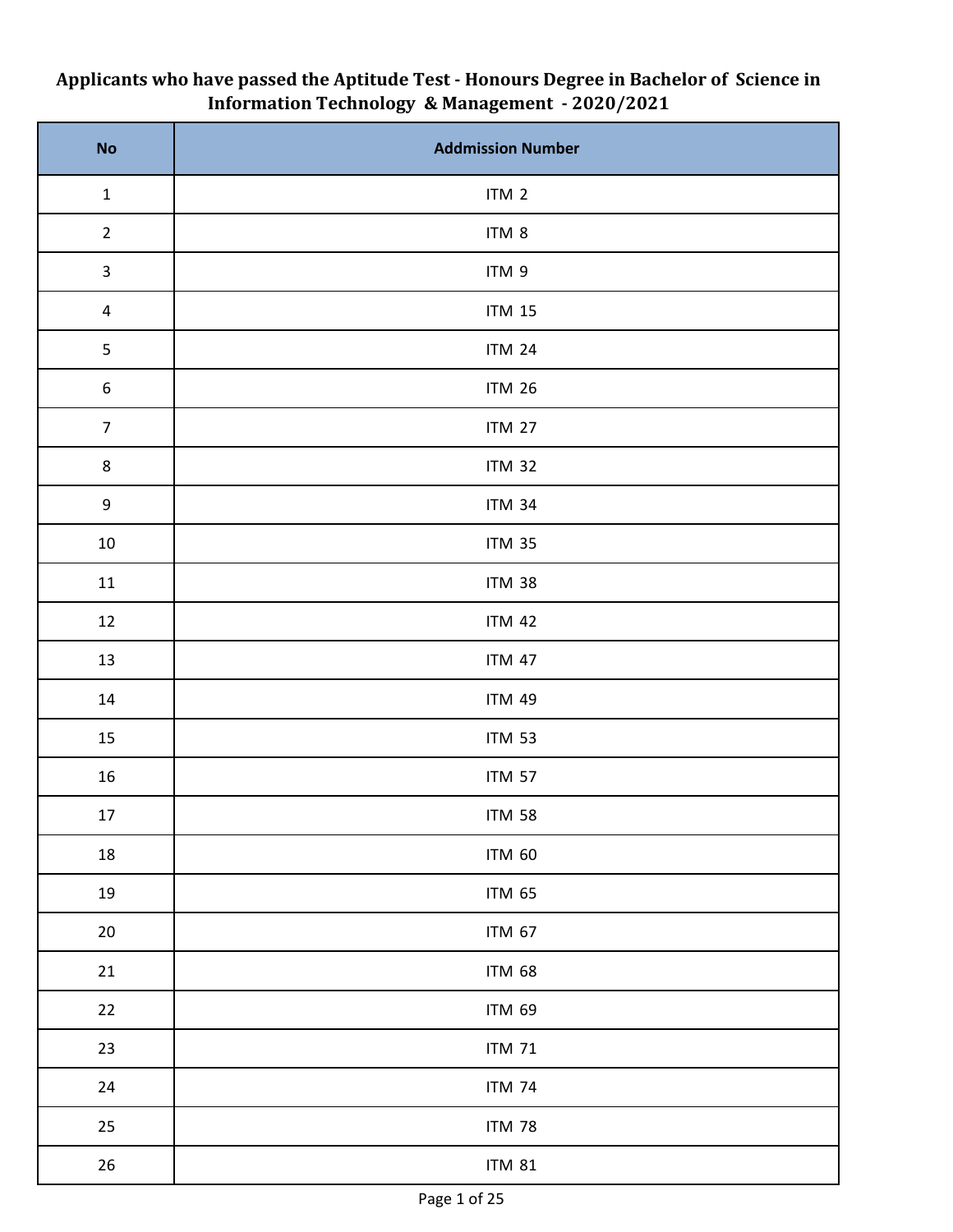**Applicants who have passed the Aptitude Test - Honours Degree in Bachelor of Science in Information Technology & Management - 2020/2021**

| No | Addmission Number |
|---|---|
| 1 | ITM 2 |
| 2 | ITM 8 |
| 3 | ITM 9 |
| 4 | ITM 15 |
| 5 | ITM 24 |
| 6 | ITM 26 |
| 7 | ITM 27 |
| 8 | ITM 32 |
| 9 | ITM 34 |
| 10 | ITM 35 |
| 11 | ITM 38 |
| 12 | ITM 42 |
| 13 | ITM 47 |
| 14 | ITM 49 |
| 15 | ITM 53 |
| 16 | ITM 57 |
| 17 | ITM 58 |
| 18 | ITM 60 |
| 19 | ITM 65 |
| 20 | ITM 67 |
| 21 | ITM 68 |
| 22 | ITM 69 |
| 23 | ITM 71 |
| 24 | ITM 74 |
| 25 | ITM 78 |
| 26 | ITM 81 |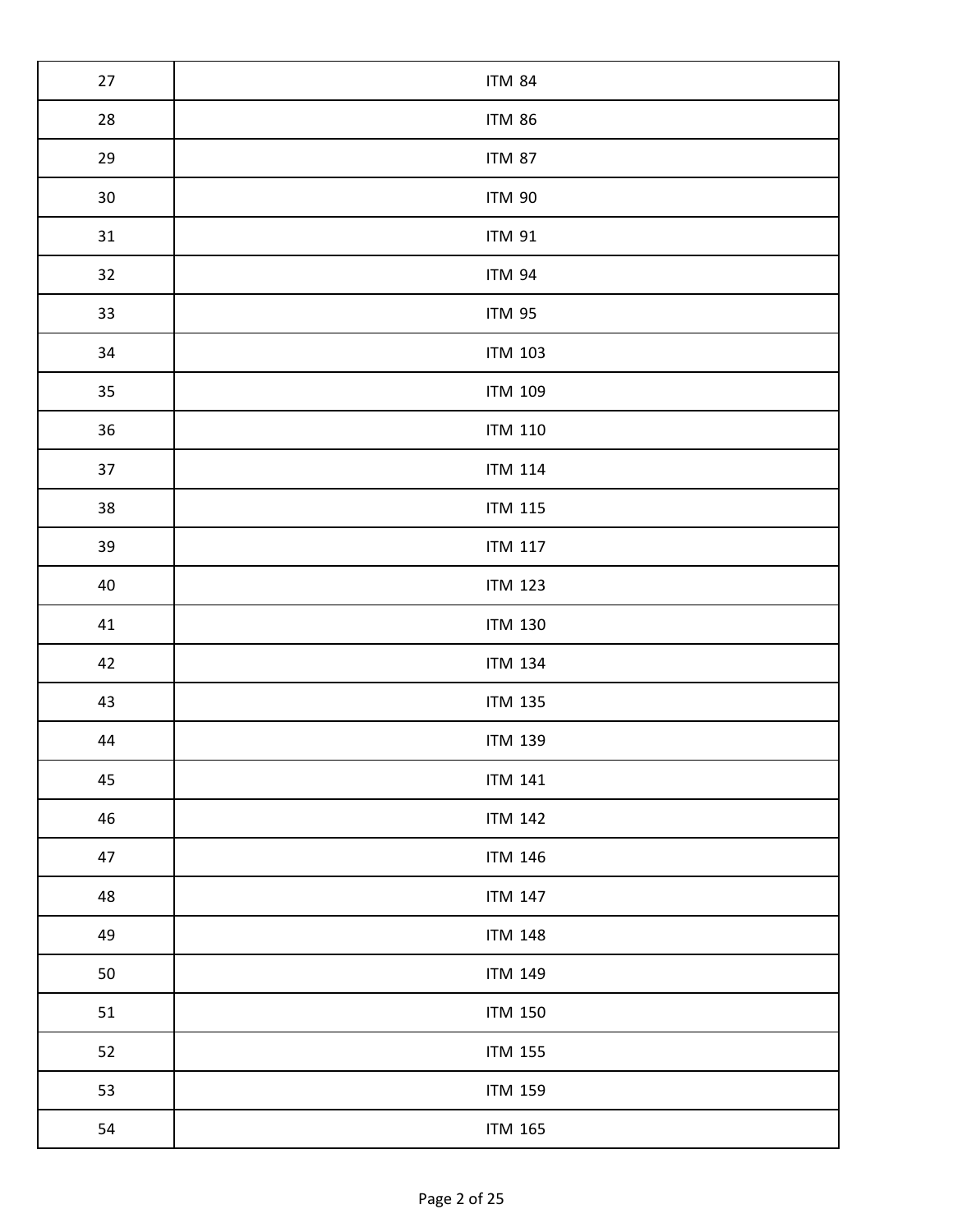| | |
|---|---|
| 27 | ITM 84 |
| 28 | ITM 86 |
| 29 | ITM 87 |
| 30 | ITM 90 |
| 31 | ITM 91 |
| 32 | ITM 94 |
| 33 | ITM 95 |
| 34 | ITM 103 |
| 35 | ITM 109 |
| 36 | ITM 110 |
| 37 | ITM 114 |
| 38 | ITM 115 |
| 39 | ITM 117 |
| 40 | ITM 123 |
| 41 | ITM 130 |
| 42 | ITM 134 |
| 43 | ITM 135 |
| 44 | ITM 139 |
| 45 | ITM 141 |
| 46 | ITM 142 |
| 47 | ITM 146 |
| 48 | ITM 147 |
| 49 | ITM 148 |
| 50 | ITM 149 |
| 51 | ITM 150 |
| 52 | ITM 155 |
| 53 | ITM 159 |
| 54 | ITM 165 |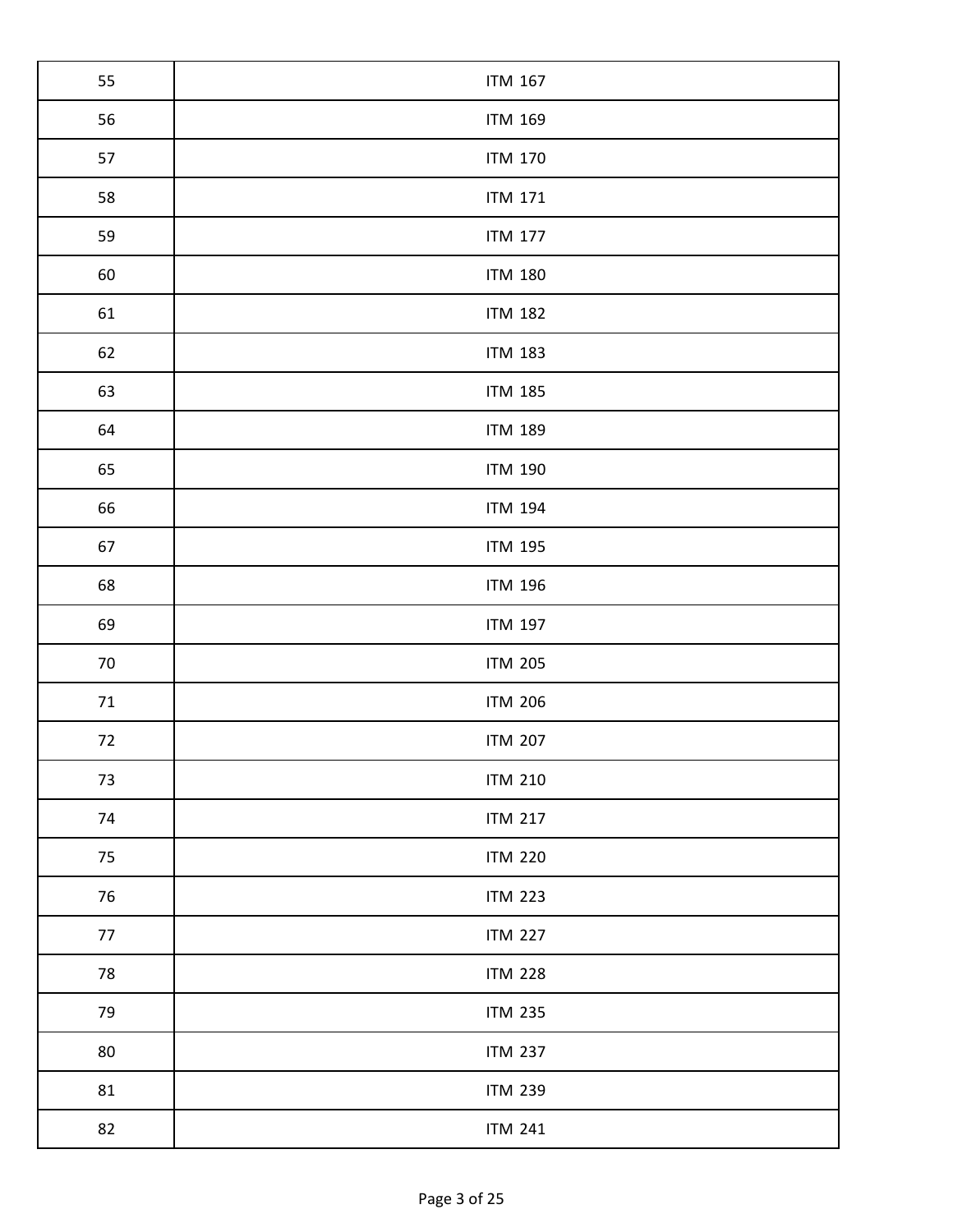| | |
|---|---|
| 55 | ITM 167 |
| 56 | ITM 169 |
| 57 | ITM 170 |
| 58 | ITM 171 |
| 59 | ITM 177 |
| 60 | ITM 180 |
| 61 | ITM 182 |
| 62 | ITM 183 |
| 63 | ITM 185 |
| 64 | ITM 189 |
| 65 | ITM 190 |
| 66 | ITM 194 |
| 67 | ITM 195 |
| 68 | ITM 196 |
| 69 | ITM 197 |
| 70 | ITM 205 |
| 71 | ITM 206 |
| 72 | ITM 207 |
| 73 | ITM 210 |
| 74 | ITM 217 |
| 75 | ITM 220 |
| 76 | ITM 223 |
| 77 | ITM 227 |
| 78 | ITM 228 |
| 79 | ITM 235 |
| 80 | ITM 237 |
| 81 | ITM 239 |
| 82 | ITM 241 |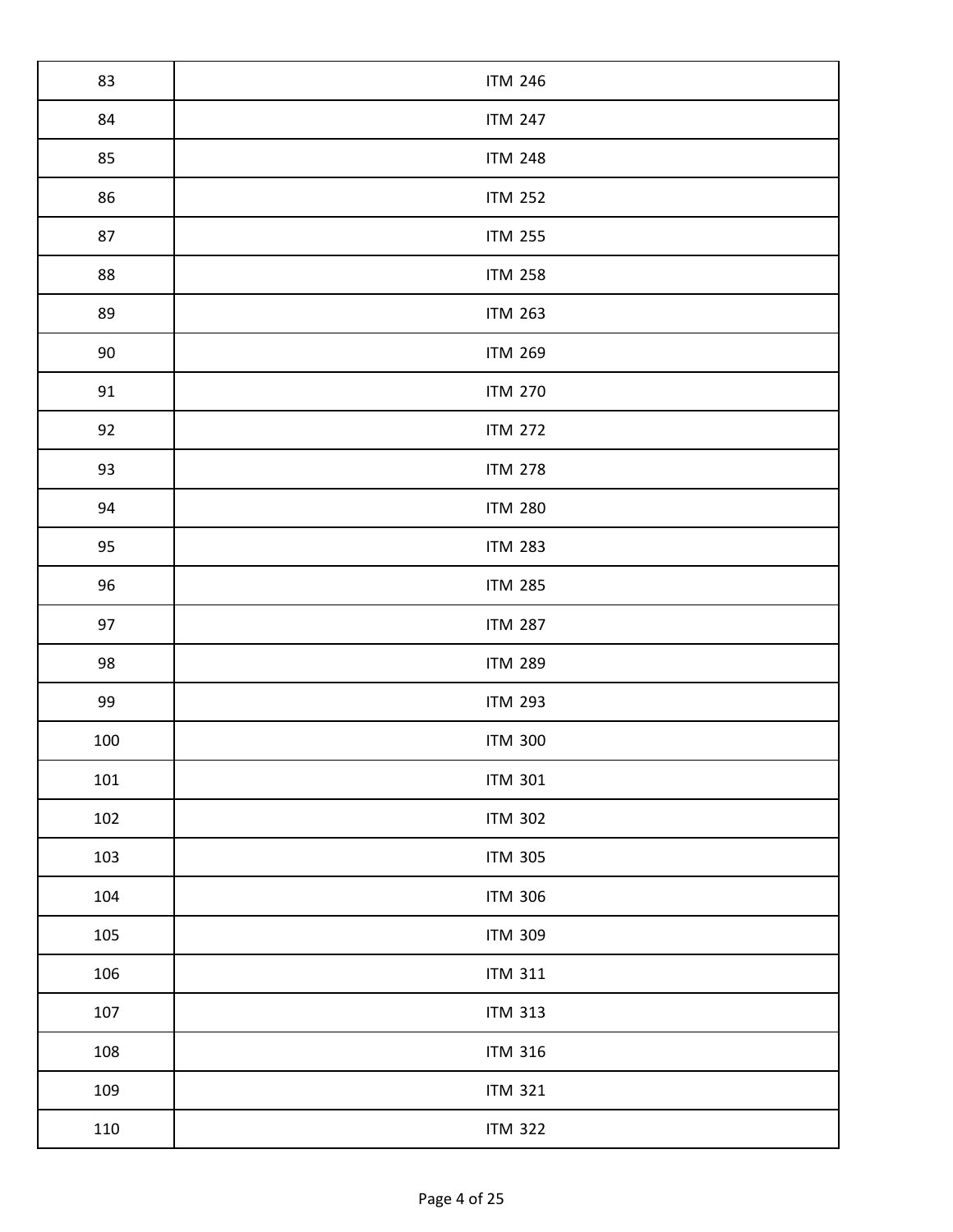| | |
|---|---|
| 83 | ITM 246 |
| 84 | ITM 247 |
| 85 | ITM 248 |
| 86 | ITM 252 |
| 87 | ITM 255 |
| 88 | ITM 258 |
| 89 | ITM 263 |
| 90 | ITM 269 |
| 91 | ITM 270 |
| 92 | ITM 272 |
| 93 | ITM 278 |
| 94 | ITM 280 |
| 95 | ITM 283 |
| 96 | ITM 285 |
| 97 | ITM 287 |
| 98 | ITM 289 |
| 99 | ITM 293 |
| 100 | ITM 300 |
| 101 | ITM 301 |
| 102 | ITM 302 |
| 103 | ITM 305 |
| 104 | ITM 306 |
| 105 | ITM 309 |
| 106 | ITM 311 |
| 107 | ITM 313 |
| 108 | ITM 316 |
| 109 | ITM 321 |
| 110 | ITM 322 |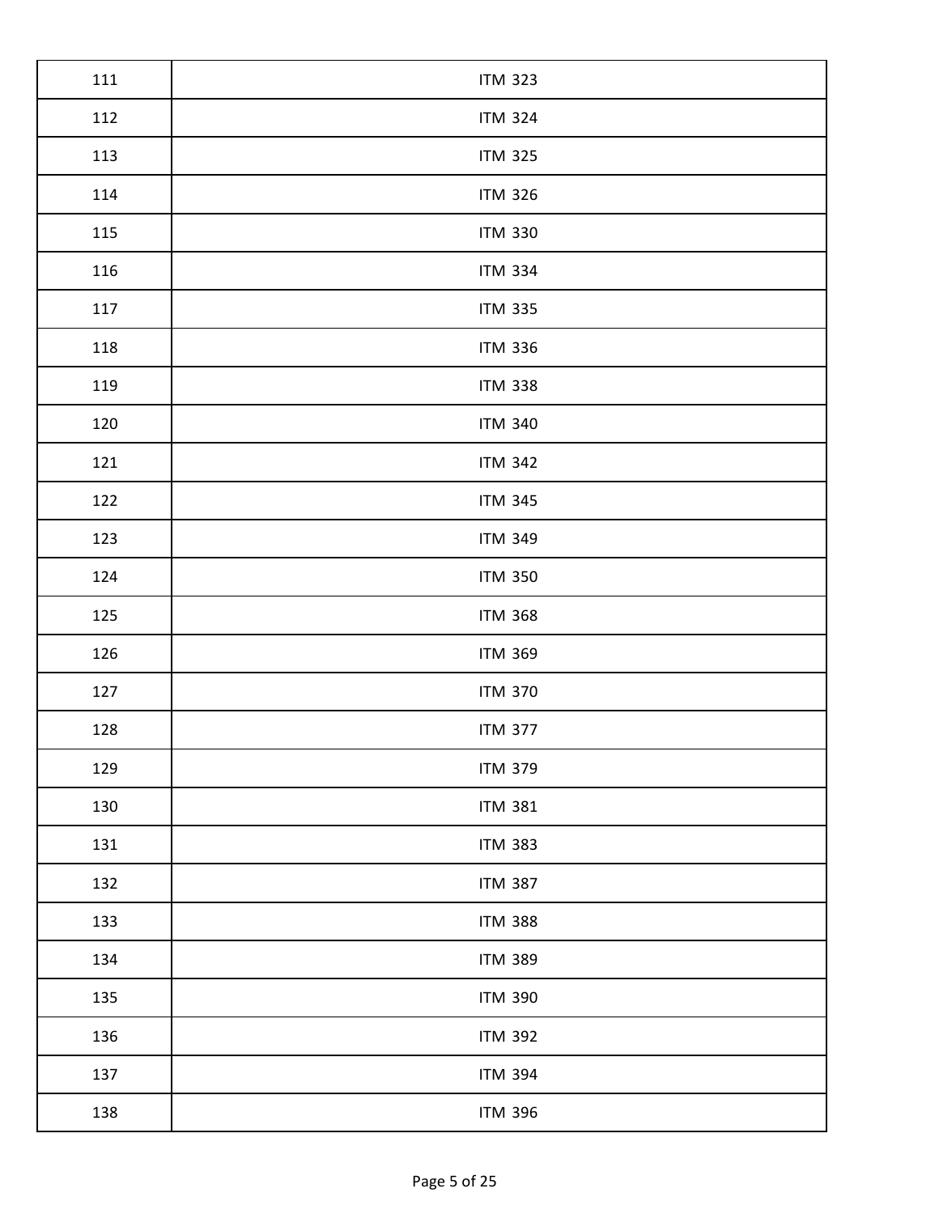| | |
|---|---|
| 111 | ITM 323 |
| 112 | ITM 324 |
| 113 | ITM 325 |
| 114 | ITM 326 |
| 115 | ITM 330 |
| 116 | ITM 334 |
| 117 | ITM 335 |
| 118 | ITM 336 |
| 119 | ITM 338 |
| 120 | ITM 340 |
| 121 | ITM 342 |
| 122 | ITM 345 |
| 123 | ITM 349 |
| 124 | ITM 350 |
| 125 | ITM 368 |
| 126 | ITM 369 |
| 127 | ITM 370 |
| 128 | ITM 377 |
| 129 | ITM 379 |
| 130 | ITM 381 |
| 131 | ITM 383 |
| 132 | ITM 387 |
| 133 | ITM 388 |
| 134 | ITM 389 |
| 135 | ITM 390 |
| 136 | ITM 392 |
| 137 | ITM 394 |
| 138 | ITM 396 |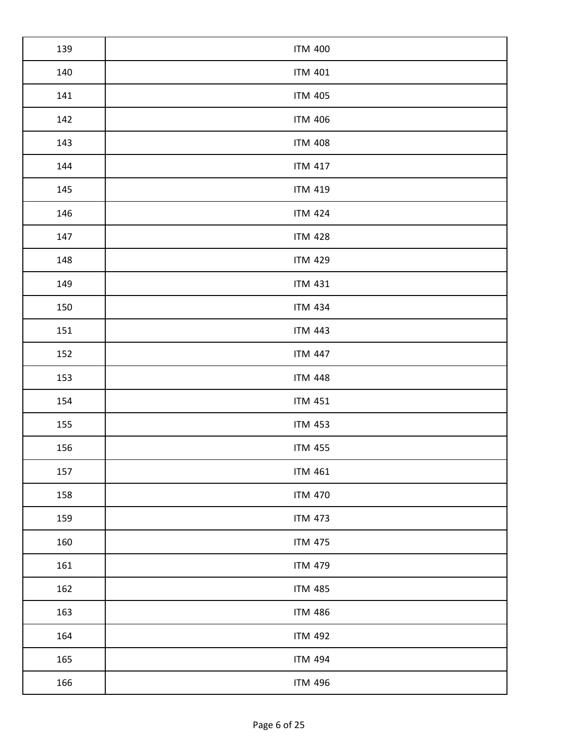| | |
|---|---|
| 139 | ITM 400 |
| 140 | ITM 401 |
| 141 | ITM 405 |
| 142 | ITM 406 |
| 143 | ITM 408 |
| 144 | ITM 417 |
| 145 | ITM 419 |
| 146 | ITM 424 |
| 147 | ITM 428 |
| 148 | ITM 429 |
| 149 | ITM 431 |
| 150 | ITM 434 |
| 151 | ITM 443 |
| 152 | ITM 447 |
| 153 | ITM 448 |
| 154 | ITM 451 |
| 155 | ITM 453 |
| 156 | ITM 455 |
| 157 | ITM 461 |
| 158 | ITM 470 |
| 159 | ITM 473 |
| 160 | ITM 475 |
| 161 | ITM 479 |
| 162 | ITM 485 |
| 163 | ITM 486 |
| 164 | ITM 492 |
| 165 | ITM 494 |
| 166 | ITM 496 |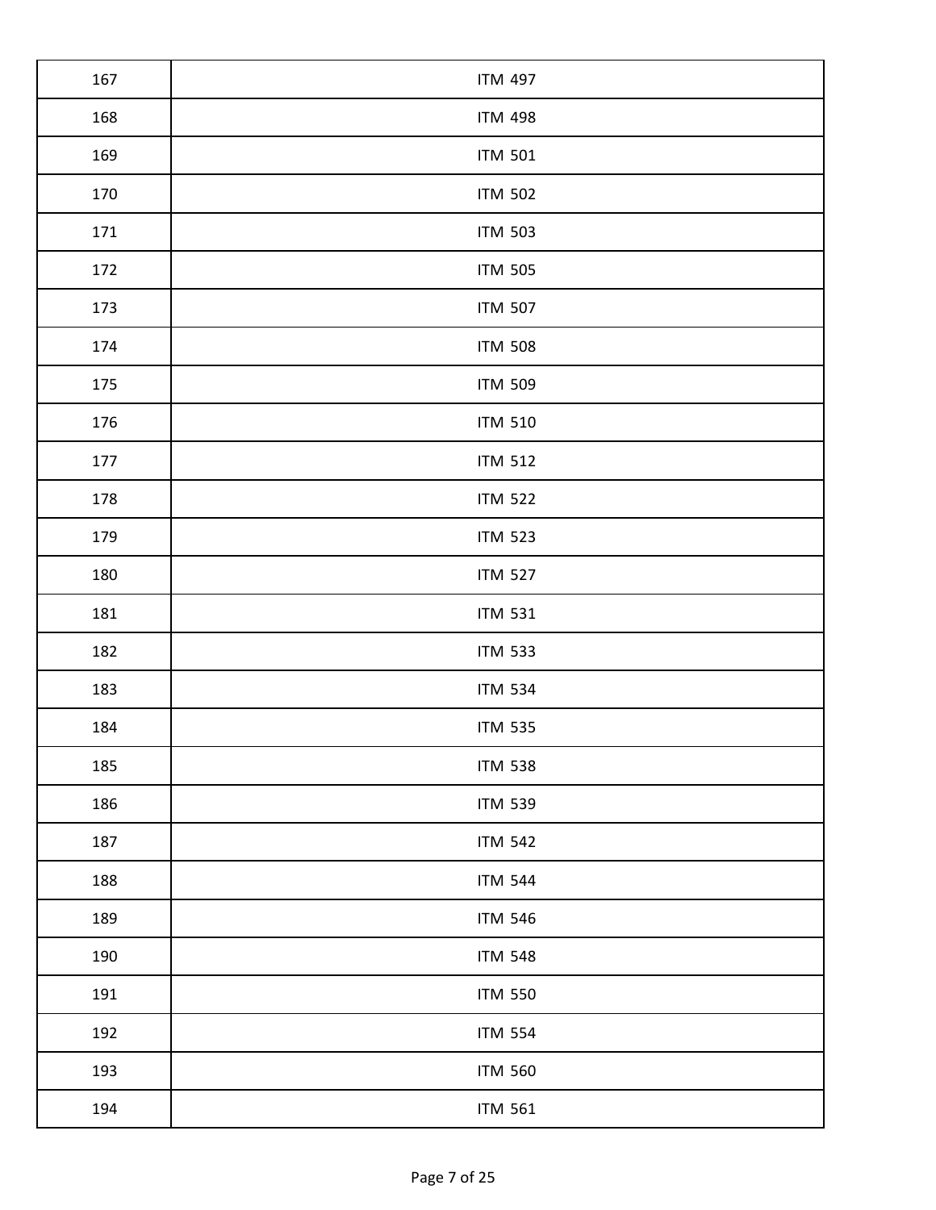| | |
|---|---|
| 167 | ITM 497 |
| 168 | ITM 498 |
| 169 | ITM 501 |
| 170 | ITM 502 |
| 171 | ITM 503 |
| 172 | ITM 505 |
| 173 | ITM 507 |
| 174 | ITM 508 |
| 175 | ITM 509 |
| 176 | ITM 510 |
| 177 | ITM 512 |
| 178 | ITM 522 |
| 179 | ITM 523 |
| 180 | ITM 527 |
| 181 | ITM 531 |
| 182 | ITM 533 |
| 183 | ITM 534 |
| 184 | ITM 535 |
| 185 | ITM 538 |
| 186 | ITM 539 |
| 187 | ITM 542 |
| 188 | ITM 544 |
| 189 | ITM 546 |
| 190 | ITM 548 |
| 191 | ITM 550 |
| 192 | ITM 554 |
| 193 | ITM 560 |
| 194 | ITM 561 |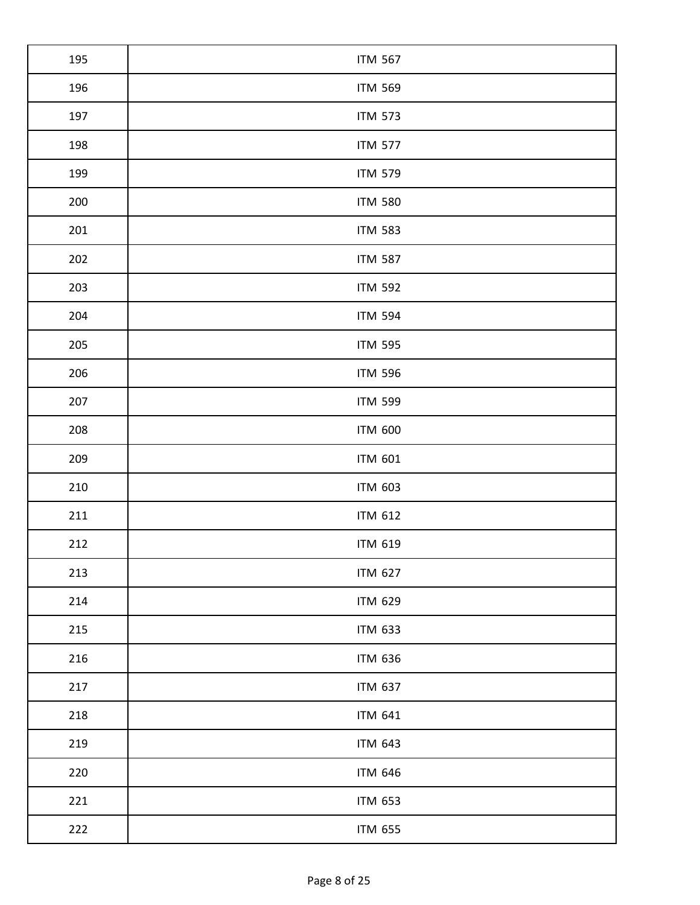| | |
|---|---|
| 195 | ITM 567 |
| 196 | ITM 569 |
| 197 | ITM 573 |
| 198 | ITM 577 |
| 199 | ITM 579 |
| 200 | ITM 580 |
| 201 | ITM 583 |
| 202 | ITM 587 |
| 203 | ITM 592 |
| 204 | ITM 594 |
| 205 | ITM 595 |
| 206 | ITM 596 |
| 207 | ITM 599 |
| 208 | ITM 600 |
| 209 | ITM 601 |
| 210 | ITM 603 |
| 211 | ITM 612 |
| 212 | ITM 619 |
| 213 | ITM 627 |
| 214 | ITM 629 |
| 215 | ITM 633 |
| 216 | ITM 636 |
| 217 | ITM 637 |
| 218 | ITM 641 |
| 219 | ITM 643 |
| 220 | ITM 646 |
| 221 | ITM 653 |
| 222 | ITM 655 |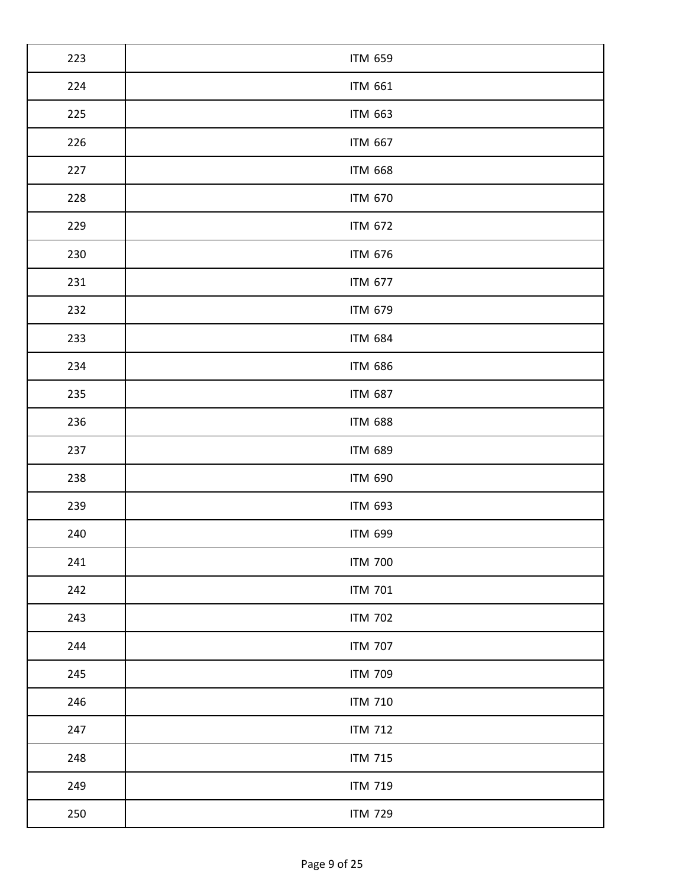| | |
|---|---|
| 223 | ITM 659 |
| 224 | ITM 661 |
| 225 | ITM 663 |
| 226 | ITM 667 |
| 227 | ITM 668 |
| 228 | ITM 670 |
| 229 | ITM 672 |
| 230 | ITM 676 |
| 231 | ITM 677 |
| 232 | ITM 679 |
| 233 | ITM 684 |
| 234 | ITM 686 |
| 235 | ITM 687 |
| 236 | ITM 688 |
| 237 | ITM 689 |
| 238 | ITM 690 |
| 239 | ITM 693 |
| 240 | ITM 699 |
| 241 | ITM 700 |
| 242 | ITM 701 |
| 243 | ITM 702 |
| 244 | ITM 707 |
| 245 | ITM 709 |
| 246 | ITM 710 |
| 247 | ITM 712 |
| 248 | ITM 715 |
| 249 | ITM 719 |
| 250 | ITM 729 |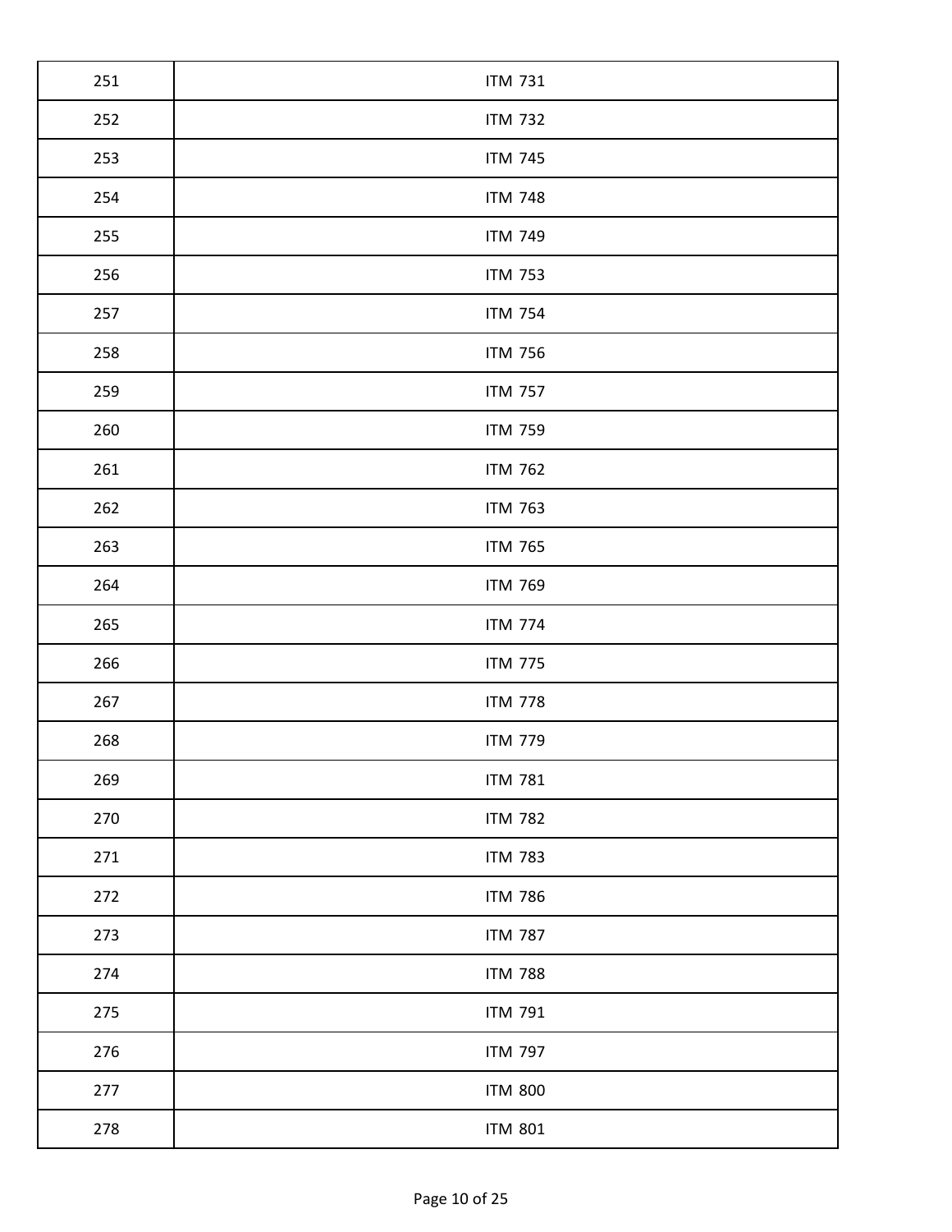| 251 | ITM 731 |
|---|---|
| 252 | ITM 732 |
| 253 | ITM 745 |
| 254 | ITM 748 |
| 255 | ITM 749 |
| 256 | ITM 753 |
| 257 | ITM 754 |
| 258 | ITM 756 |
| 259 | ITM 757 |
| 260 | ITM 759 |
| 261 | ITM 762 |
| 262 | ITM 763 |
| 263 | ITM 765 |
| 264 | ITM 769 |
| 265 | ITM 774 |
| 266 | ITM 775 |
| 267 | ITM 778 |
| 268 | ITM 779 |
| 269 | ITM 781 |
| 270 | ITM 782 |
| 271 | ITM 783 |
| 272 | ITM 786 |
| 273 | ITM 787 |
| 274 | ITM 788 |
| 275 | ITM 791 |
| 276 | ITM 797 |
| 277 | ITM 800 |
| 278 | ITM 801 |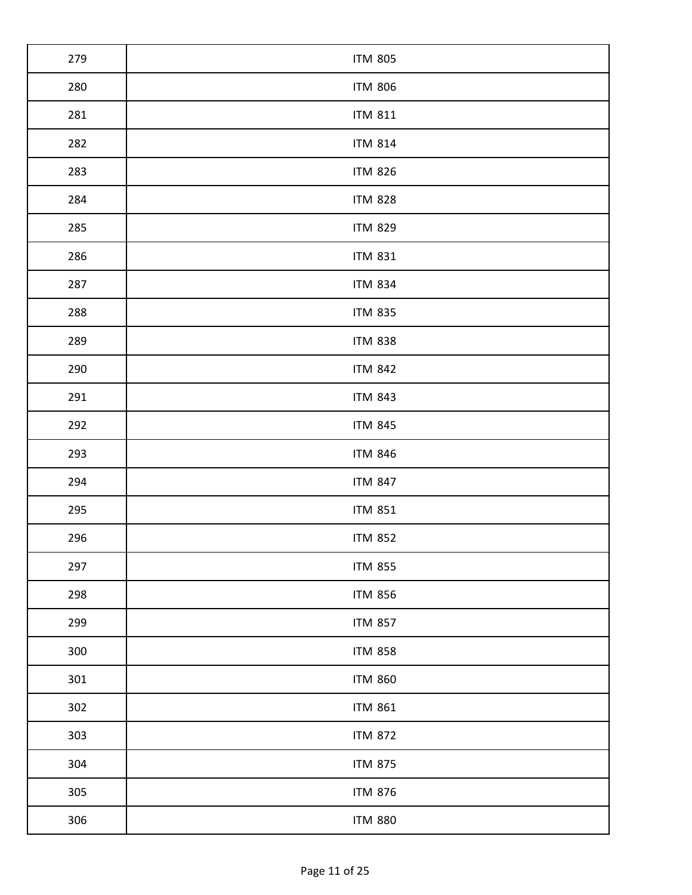| | |
|---|---|
| 279 | ITM 805 |
| 280 | ITM 806 |
| 281 | ITM 811 |
| 282 | ITM 814 |
| 283 | ITM 826 |
| 284 | ITM 828 |
| 285 | ITM 829 |
| 286 | ITM 831 |
| 287 | ITM 834 |
| 288 | ITM 835 |
| 289 | ITM 838 |
| 290 | ITM 842 |
| 291 | ITM 843 |
| 292 | ITM 845 |
| 293 | ITM 846 |
| 294 | ITM 847 |
| 295 | ITM 851 |
| 296 | ITM 852 |
| 297 | ITM 855 |
| 298 | ITM 856 |
| 299 | ITM 857 |
| 300 | ITM 858 |
| 301 | ITM 860 |
| 302 | ITM 861 |
| 303 | ITM 872 |
| 304 | ITM 875 |
| 305 | ITM 876 |
| 306 | ITM 880 |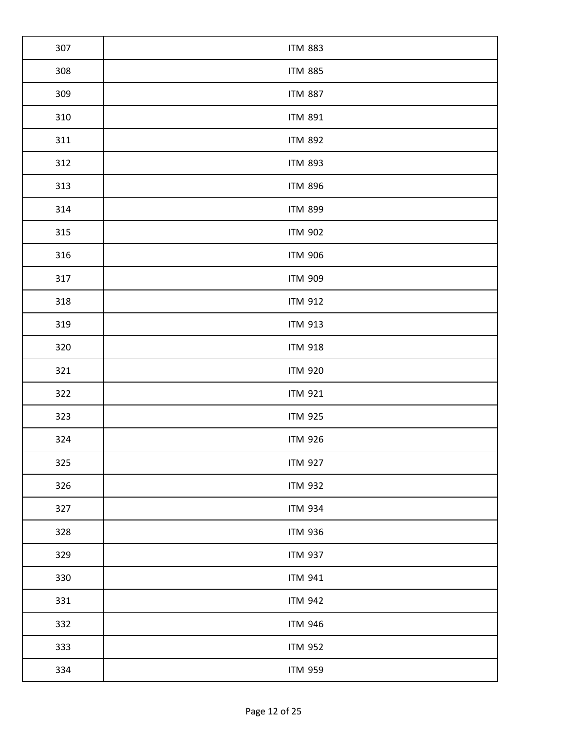| 307 | ITM 883 |
|---|---|
| 308 | ITM 885 |
| 309 | ITM 887 |
| 310 | ITM 891 |
| 311 | ITM 892 |
| 312 | ITM 893 |
| 313 | ITM 896 |
| 314 | ITM 899 |
| 315 | ITM 902 |
| 316 | ITM 906 |
| 317 | ITM 909 |
| 318 | ITM 912 |
| 319 | ITM 913 |
| 320 | ITM 918 |
| 321 | ITM 920 |
| 322 | ITM 921 |
| 323 | ITM 925 |
| 324 | ITM 926 |
| 325 | ITM 927 |
| 326 | ITM 932 |
| 327 | ITM 934 |
| 328 | ITM 936 |
| 329 | ITM 937 |
| 330 | ITM 941 |
| 331 | ITM 942 |
| 332 | ITM 946 |
| 333 | ITM 952 |
| 334 | ITM 959 |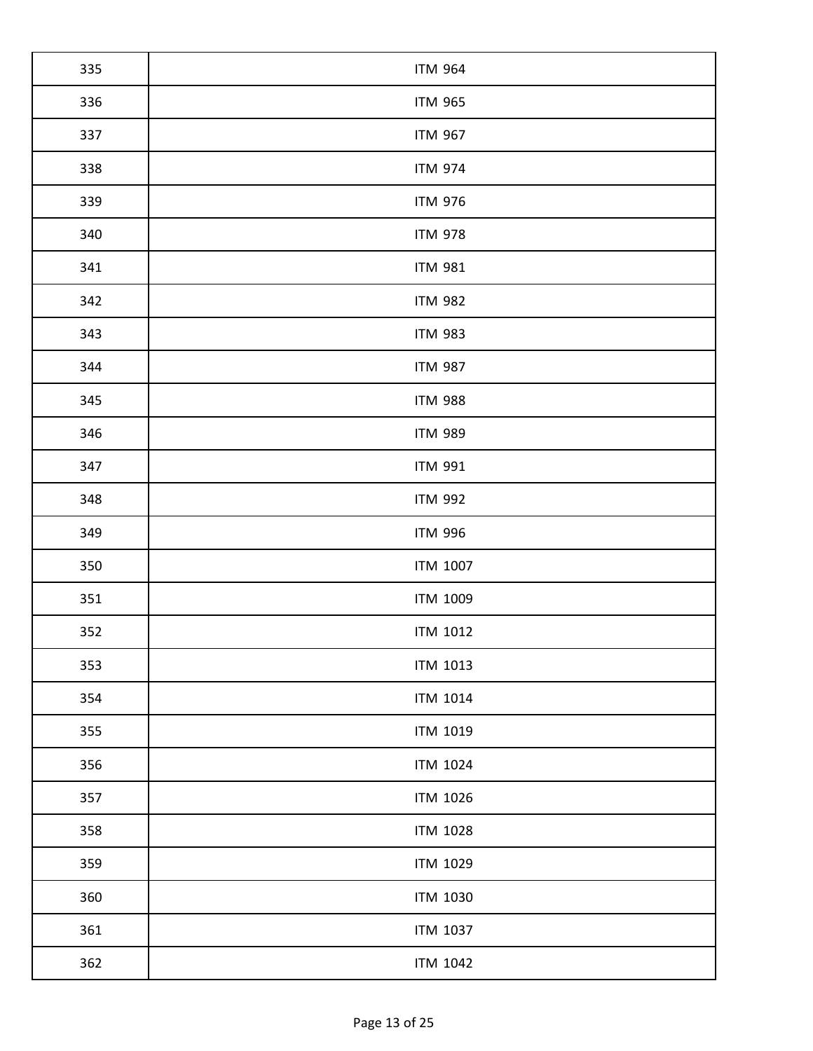| | |
|---|---|
| 335 | ITM 964 |
| 336 | ITM 965 |
| 337 | ITM 967 |
| 338 | ITM 974 |
| 339 | ITM 976 |
| 340 | ITM 978 |
| 341 | ITM 981 |
| 342 | ITM 982 |
| 343 | ITM 983 |
| 344 | ITM 987 |
| 345 | ITM 988 |
| 346 | ITM 989 |
| 347 | ITM 991 |
| 348 | ITM 992 |
| 349 | ITM 996 |
| 350 | ITM 1007 |
| 351 | ITM 1009 |
| 352 | ITM 1012 |
| 353 | ITM 1013 |
| 354 | ITM 1014 |
| 355 | ITM 1019 |
| 356 | ITM 1024 |
| 357 | ITM 1026 |
| 358 | ITM 1028 |
| 359 | ITM 1029 |
| 360 | ITM 1030 |
| 361 | ITM 1037 |
| 362 | ITM 1042 |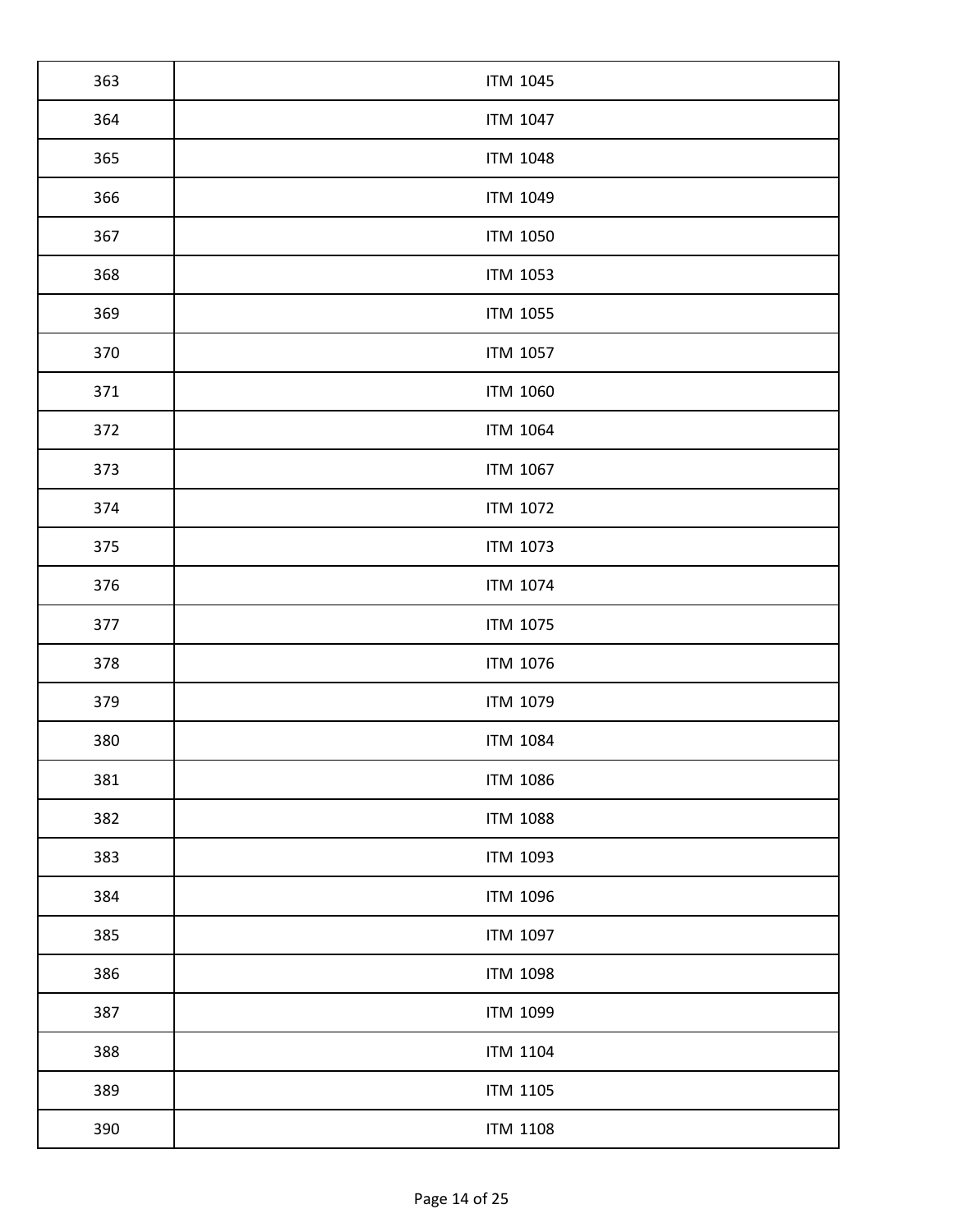| | |
|---|---|
| 363 | ITM 1045 |
| 364 | ITM 1047 |
| 365 | ITM 1048 |
| 366 | ITM 1049 |
| 367 | ITM 1050 |
| 368 | ITM 1053 |
| 369 | ITM 1055 |
| 370 | ITM 1057 |
| 371 | ITM 1060 |
| 372 | ITM 1064 |
| 373 | ITM 1067 |
| 374 | ITM 1072 |
| 375 | ITM 1073 |
| 376 | ITM 1074 |
| 377 | ITM 1075 |
| 378 | ITM 1076 |
| 379 | ITM 1079 |
| 380 | ITM 1084 |
| 381 | ITM 1086 |
| 382 | ITM 1088 |
| 383 | ITM 1093 |
| 384 | ITM 1096 |
| 385 | ITM 1097 |
| 386 | ITM 1098 |
| 387 | ITM 1099 |
| 388 | ITM 1104 |
| 389 | ITM 1105 |
| 390 | ITM 1108 |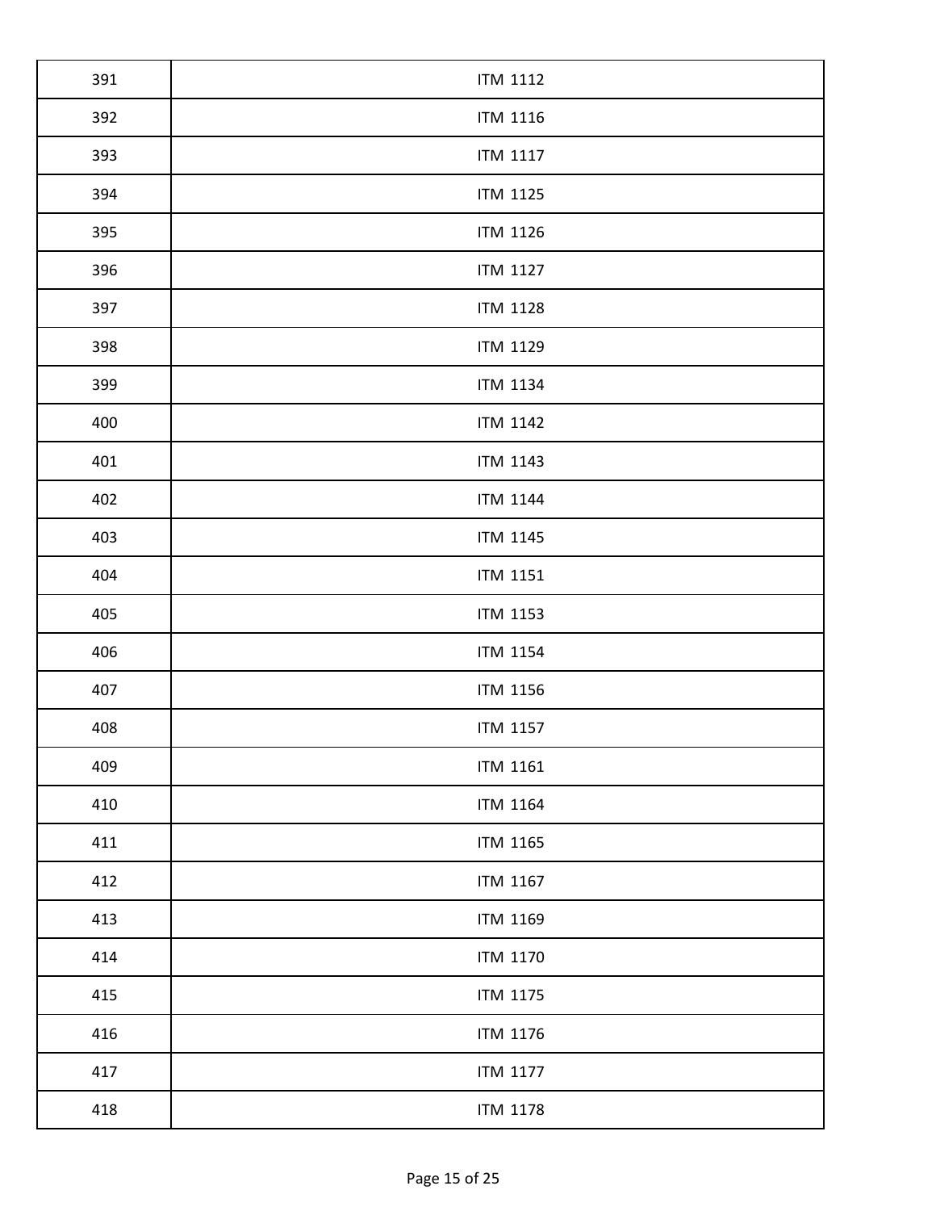| | |
|---|---|
| 391 | ITM 1112 |
| 392 | ITM 1116 |
| 393 | ITM 1117 |
| 394 | ITM 1125 |
| 395 | ITM 1126 |
| 396 | ITM 1127 |
| 397 | ITM 1128 |
| 398 | ITM 1129 |
| 399 | ITM 1134 |
| 400 | ITM 1142 |
| 401 | ITM 1143 |
| 402 | ITM 1144 |
| 403 | ITM 1145 |
| 404 | ITM 1151 |
| 405 | ITM 1153 |
| 406 | ITM 1154 |
| 407 | ITM 1156 |
| 408 | ITM 1157 |
| 409 | ITM 1161 |
| 410 | ITM 1164 |
| 411 | ITM 1165 |
| 412 | ITM 1167 |
| 413 | ITM 1169 |
| 414 | ITM 1170 |
| 415 | ITM 1175 |
| 416 | ITM 1176 |
| 417 | ITM 1177 |
| 418 | ITM 1178 |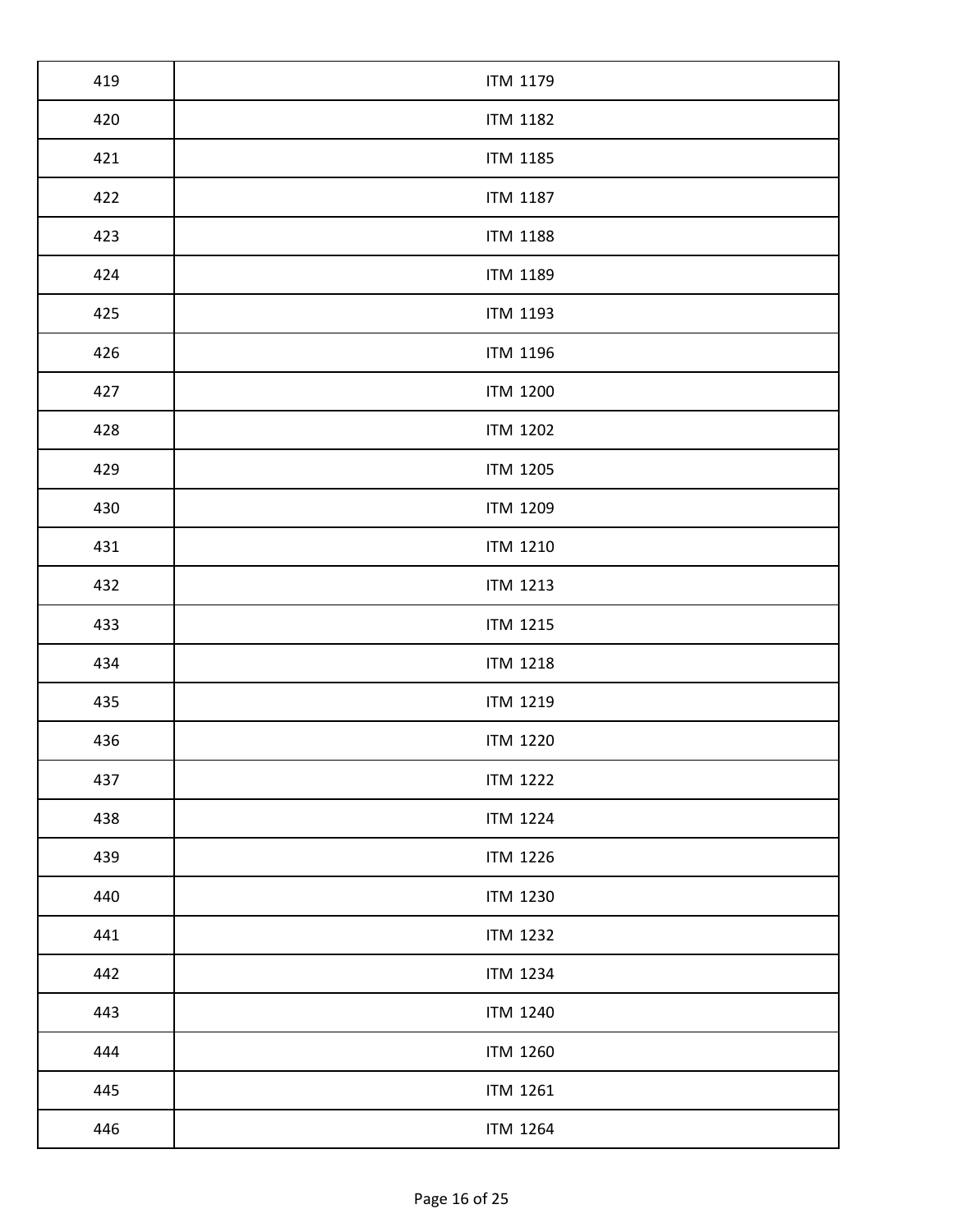| 419 | ITM 1179 |
|---|---|
| 420 | ITM 1182 |
| 421 | ITM 1185 |
| 422 | ITM 1187 |
| 423 | ITM 1188 |
| 424 | ITM 1189 |
| 425 | ITM 1193 |
| 426 | ITM 1196 |
| 427 | ITM 1200 |
| 428 | ITM 1202 |
| 429 | ITM 1205 |
| 430 | ITM 1209 |
| 431 | ITM 1210 |
| 432 | ITM 1213 |
| 433 | ITM 1215 |
| 434 | ITM 1218 |
| 435 | ITM 1219 |
| 436 | ITM 1220 |
| 437 | ITM 1222 |
| 438 | ITM 1224 |
| 439 | ITM 1226 |
| 440 | ITM 1230 |
| 441 | ITM 1232 |
| 442 | ITM 1234 |
| 443 | ITM 1240 |
| 444 | ITM 1260 |
| 445 | ITM 1261 |
| 446 | ITM 1264 |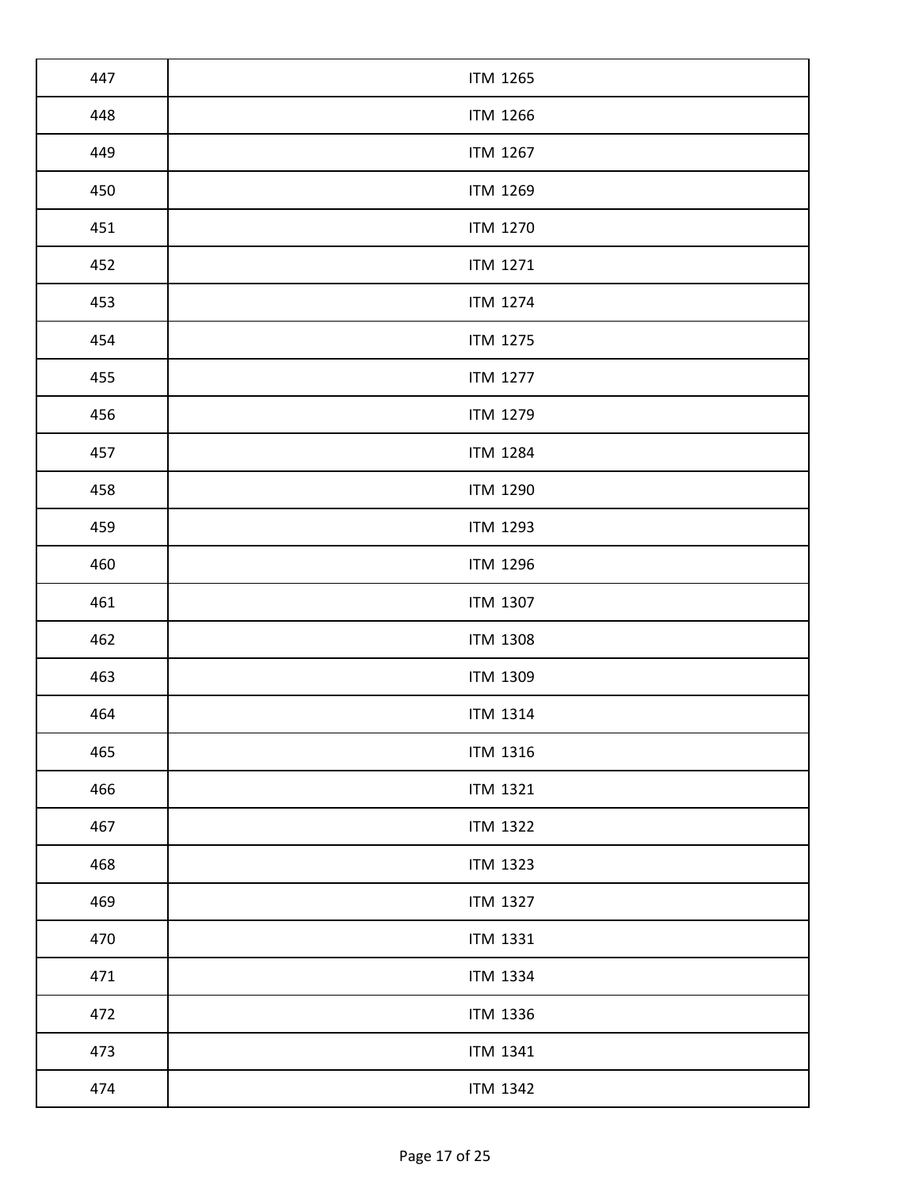| 447 | ITM 1265 |
|---|---|
| 448 | ITM 1266 |
| 449 | ITM 1267 |
| 450 | ITM 1269 |
| 451 | ITM 1270 |
| 452 | ITM 1271 |
| 453 | ITM 1274 |
| 454 | ITM 1275 |
| 455 | ITM 1277 |
| 456 | ITM 1279 |
| 457 | ITM 1284 |
| 458 | ITM 1290 |
| 459 | ITM 1293 |
| 460 | ITM 1296 |
| 461 | ITM 1307 |
| 462 | ITM 1308 |
| 463 | ITM 1309 |
| 464 | ITM 1314 |
| 465 | ITM 1316 |
| 466 | ITM 1321 |
| 467 | ITM 1322 |
| 468 | ITM 1323 |
| 469 | ITM 1327 |
| 470 | ITM 1331 |
| 471 | ITM 1334 |
| 472 | ITM 1336 |
| 473 | ITM 1341 |
| 474 | ITM 1342 |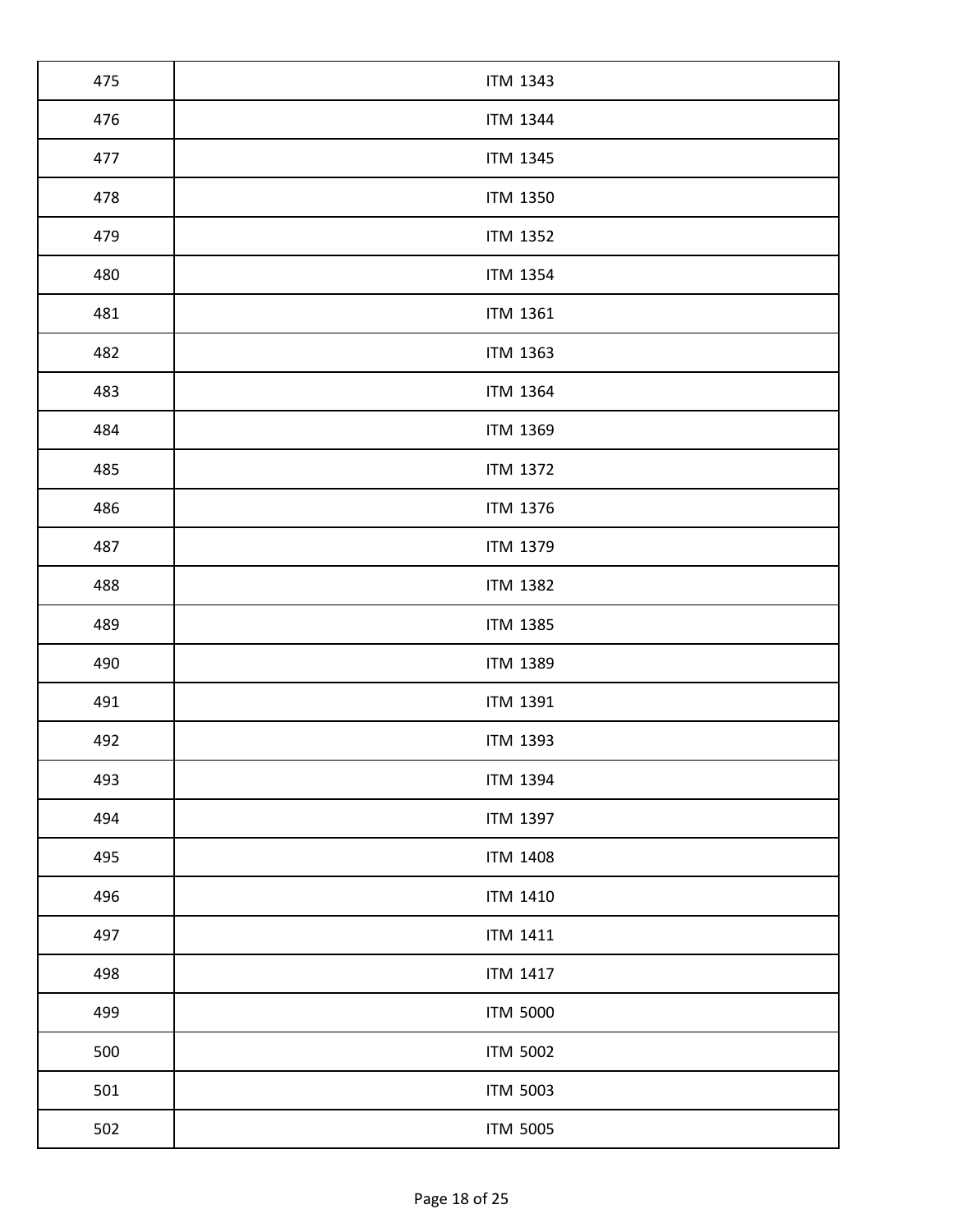| | |
|---|---|
| 475 | ITM 1343 |
| 476 | ITM 1344 |
| 477 | ITM 1345 |
| 478 | ITM 1350 |
| 479 | ITM 1352 |
| 480 | ITM 1354 |
| 481 | ITM 1361 |
| 482 | ITM 1363 |
| 483 | ITM 1364 |
| 484 | ITM 1369 |
| 485 | ITM 1372 |
| 486 | ITM 1376 |
| 487 | ITM 1379 |
| 488 | ITM 1382 |
| 489 | ITM 1385 |
| 490 | ITM 1389 |
| 491 | ITM 1391 |
| 492 | ITM 1393 |
| 493 | ITM 1394 |
| 494 | ITM 1397 |
| 495 | ITM 1408 |
| 496 | ITM 1410 |
| 497 | ITM 1411 |
| 498 | ITM 1417 |
| 499 | ITM 5000 |
| 500 | ITM 5002 |
| 501 | ITM 5003 |
| 502 | ITM 5005 |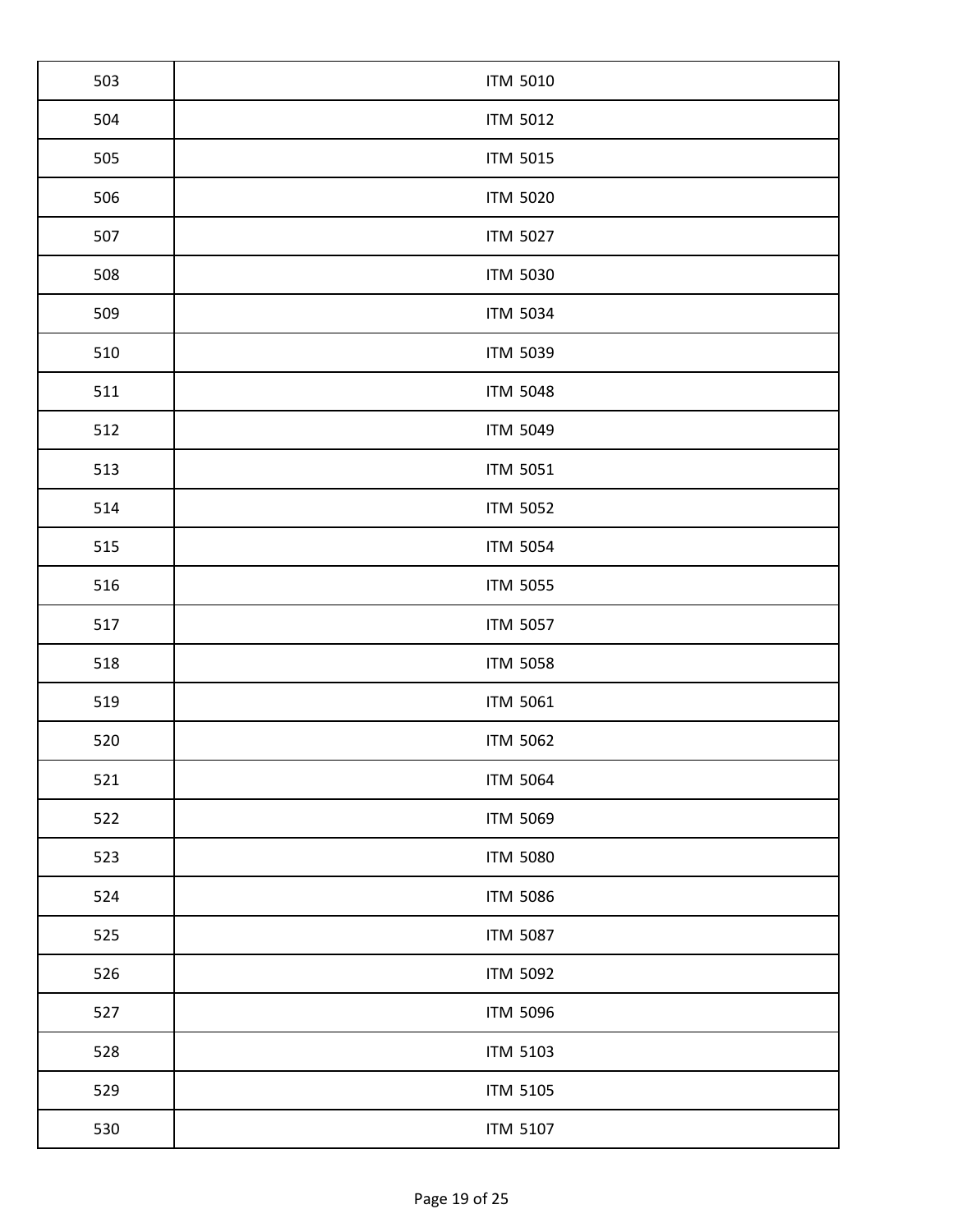| 503 | ITM 5010 |
|---|---|
| 504 | ITM 5012 |
| 505 | ITM 5015 |
| 506 | ITM 5020 |
| 507 | ITM 5027 |
| 508 | ITM 5030 |
| 509 | ITM 5034 |
| 510 | ITM 5039 |
| 511 | ITM 5048 |
| 512 | ITM 5049 |
| 513 | ITM 5051 |
| 514 | ITM 5052 |
| 515 | ITM 5054 |
| 516 | ITM 5055 |
| 517 | ITM 5057 |
| 518 | ITM 5058 |
| 519 | ITM 5061 |
| 520 | ITM 5062 |
| 521 | ITM 5064 |
| 522 | ITM 5069 |
| 523 | ITM 5080 |
| 524 | ITM 5086 |
| 525 | ITM 5087 |
| 526 | ITM 5092 |
| 527 | ITM 5096 |
| 528 | ITM 5103 |
| 529 | ITM 5105 |
| 530 | ITM 5107 |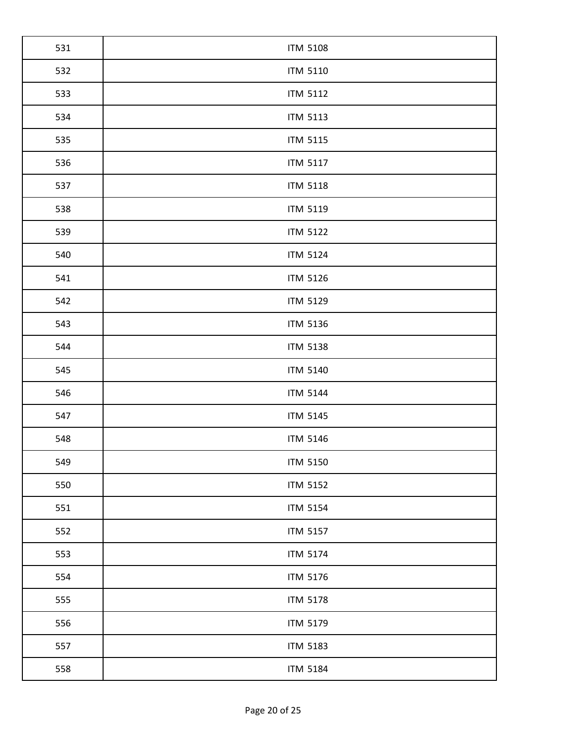| | |
|---|---|
| 531 | ITM 5108 |
| 532 | ITM 5110 |
| 533 | ITM 5112 |
| 534 | ITM 5113 |
| 535 | ITM 5115 |
| 536 | ITM 5117 |
| 537 | ITM 5118 |
| 538 | ITM 5119 |
| 539 | ITM 5122 |
| 540 | ITM 5124 |
| 541 | ITM 5126 |
| 542 | ITM 5129 |
| 543 | ITM 5136 |
| 544 | ITM 5138 |
| 545 | ITM 5140 |
| 546 | ITM 5144 |
| 547 | ITM 5145 |
| 548 | ITM 5146 |
| 549 | ITM 5150 |
| 550 | ITM 5152 |
| 551 | ITM 5154 |
| 552 | ITM 5157 |
| 553 | ITM 5174 |
| 554 | ITM 5176 |
| 555 | ITM 5178 |
| 556 | ITM 5179 |
| 557 | ITM 5183 |
| 558 | ITM 5184 |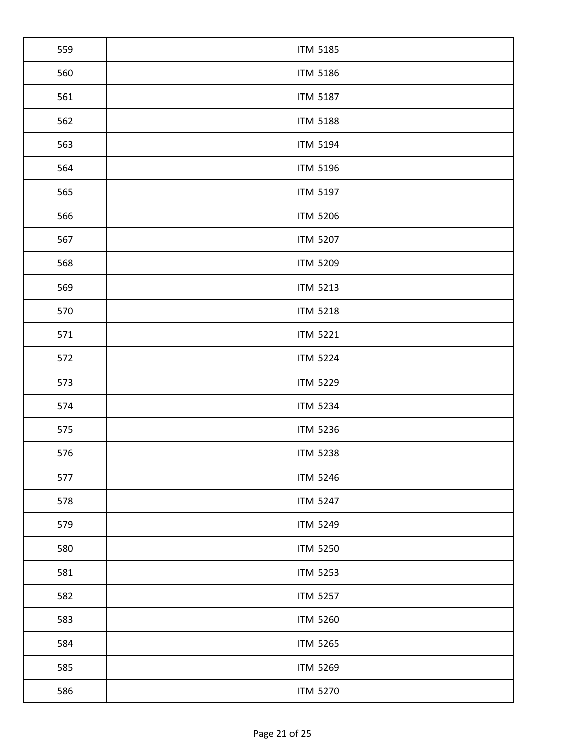| | |
|---|---|
| 559 | ITM 5185 |
| 560 | ITM 5186 |
| 561 | ITM 5187 |
| 562 | ITM 5188 |
| 563 | ITM 5194 |
| 564 | ITM 5196 |
| 565 | ITM 5197 |
| 566 | ITM 5206 |
| 567 | ITM 5207 |
| 568 | ITM 5209 |
| 569 | ITM 5213 |
| 570 | ITM 5218 |
| 571 | ITM 5221 |
| 572 | ITM 5224 |
| 573 | ITM 5229 |
| 574 | ITM 5234 |
| 575 | ITM 5236 |
| 576 | ITM 5238 |
| 577 | ITM 5246 |
| 578 | ITM 5247 |
| 579 | ITM 5249 |
| 580 | ITM 5250 |
| 581 | ITM 5253 |
| 582 | ITM 5257 |
| 583 | ITM 5260 |
| 584 | ITM 5265 |
| 585 | ITM 5269 |
| 586 | ITM 5270 |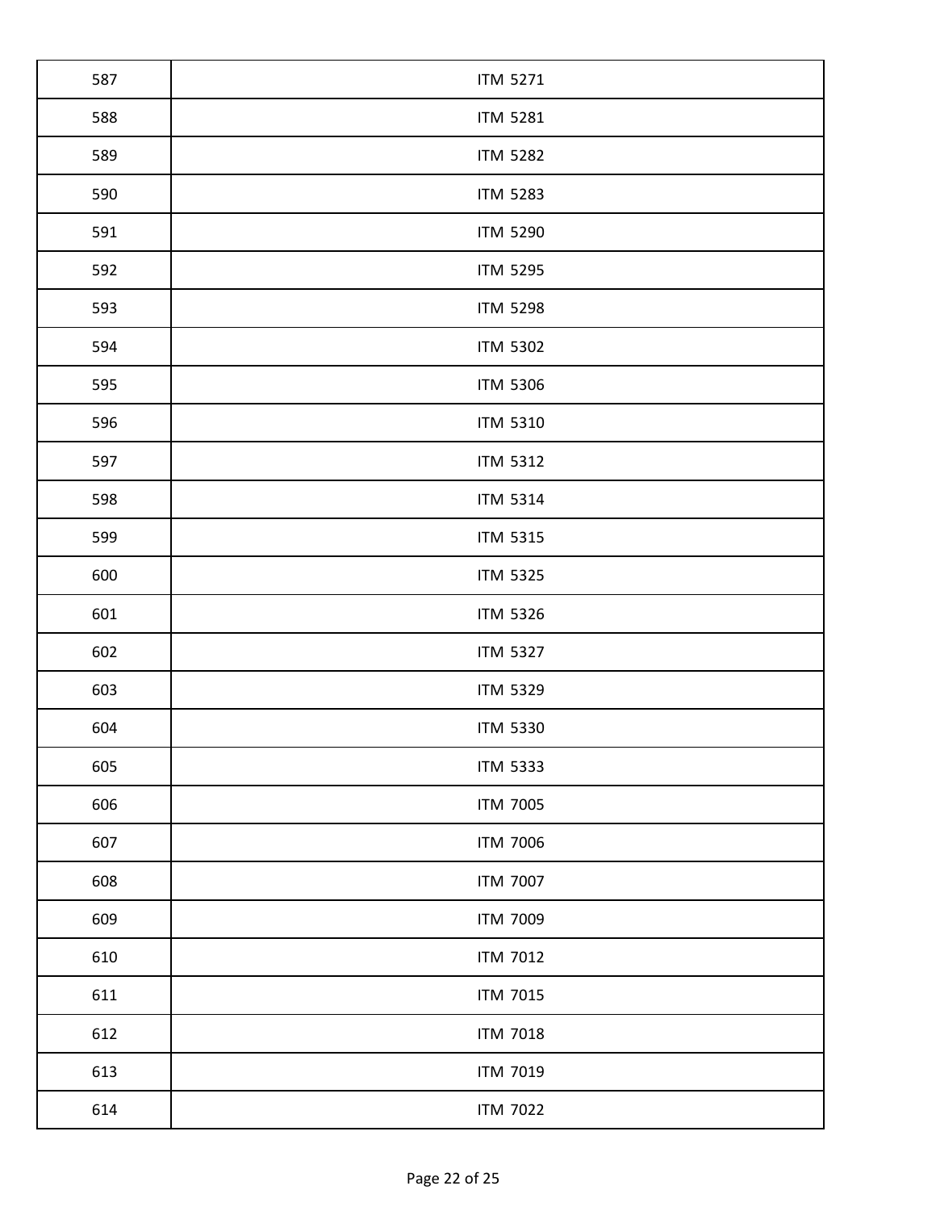| 587 | ITM 5271 |
|---|---|
| 588 | ITM 5281 |
| 589 | ITM 5282 |
| 590 | ITM 5283 |
| 591 | ITM 5290 |
| 592 | ITM 5295 |
| 593 | ITM 5298 |
| 594 | ITM 5302 |
| 595 | ITM 5306 |
| 596 | ITM 5310 |
| 597 | ITM 5312 |
| 598 | ITM 5314 |
| 599 | ITM 5315 |
| 600 | ITM 5325 |
| 601 | ITM 5326 |
| 602 | ITM 5327 |
| 603 | ITM 5329 |
| 604 | ITM 5330 |
| 605 | ITM 5333 |
| 606 | ITM 7005 |
| 607 | ITM 7006 |
| 608 | ITM 7007 |
| 609 | ITM 7009 |
| 610 | ITM 7012 |
| 611 | ITM 7015 |
| 612 | ITM 7018 |
| 613 | ITM 7019 |
| 614 | ITM 7022 |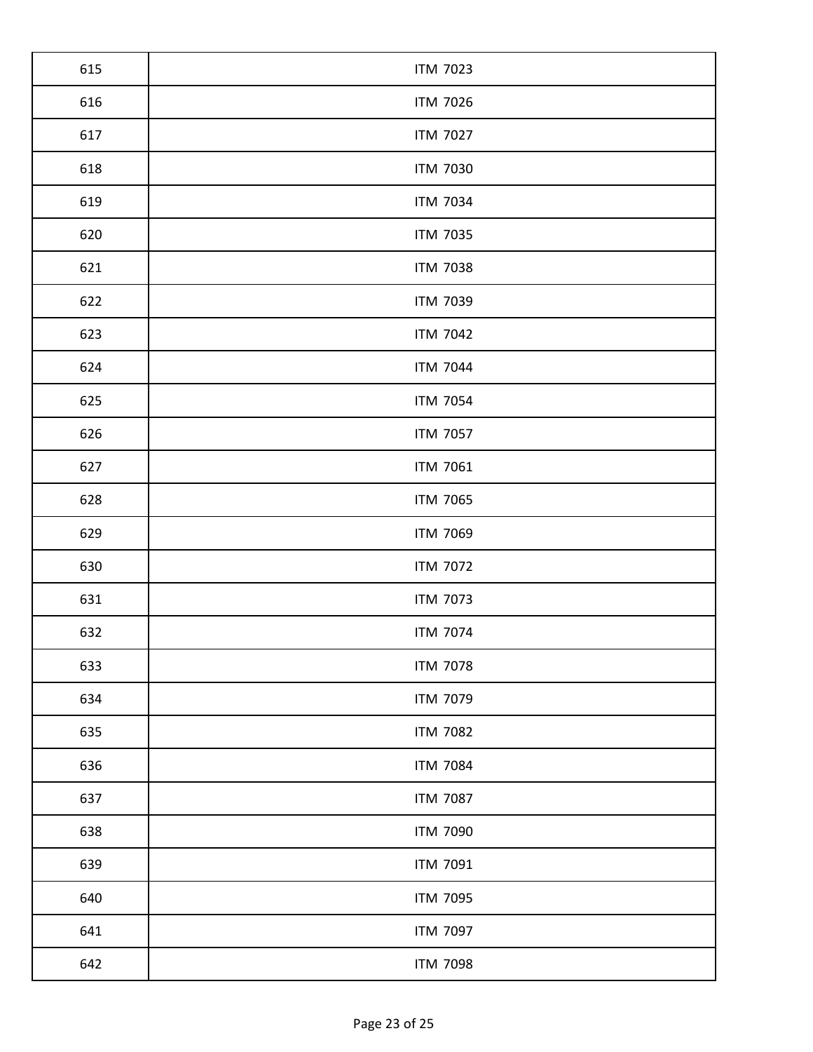| | |
|---|---|
| 615 | ITM 7023 |
| 616 | ITM 7026 |
| 617 | ITM 7027 |
| 618 | ITM 7030 |
| 619 | ITM 7034 |
| 620 | ITM 7035 |
| 621 | ITM 7038 |
| 622 | ITM 7039 |
| 623 | ITM 7042 |
| 624 | ITM 7044 |
| 625 | ITM 7054 |
| 626 | ITM 7057 |
| 627 | ITM 7061 |
| 628 | ITM 7065 |
| 629 | ITM 7069 |
| 630 | ITM 7072 |
| 631 | ITM 7073 |
| 632 | ITM 7074 |
| 633 | ITM 7078 |
| 634 | ITM 7079 |
| 635 | ITM 7082 |
| 636 | ITM 7084 |
| 637 | ITM 7087 |
| 638 | ITM 7090 |
| 639 | ITM 7091 |
| 640 | ITM 7095 |
| 641 | ITM 7097 |
| 642 | ITM 7098 |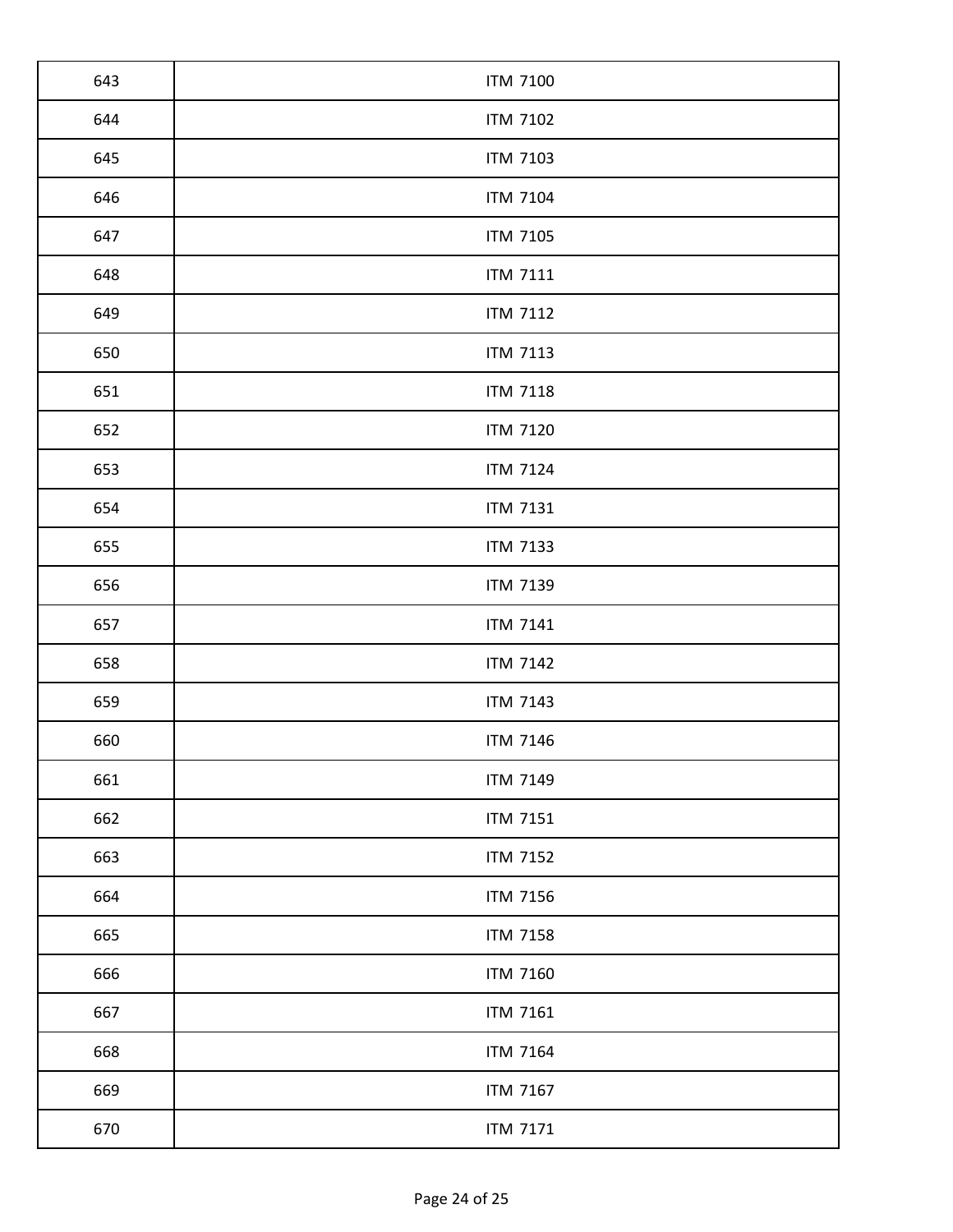| | |
|---|---|
| 643 | ITM 7100 |
| 644 | ITM 7102 |
| 645 | ITM 7103 |
| 646 | ITM 7104 |
| 647 | ITM 7105 |
| 648 | ITM 7111 |
| 649 | ITM 7112 |
| 650 | ITM 7113 |
| 651 | ITM 7118 |
| 652 | ITM 7120 |
| 653 | ITM 7124 |
| 654 | ITM 7131 |
| 655 | ITM 7133 |
| 656 | ITM 7139 |
| 657 | ITM 7141 |
| 658 | ITM 7142 |
| 659 | ITM 7143 |
| 660 | ITM 7146 |
| 661 | ITM 7149 |
| 662 | ITM 7151 |
| 663 | ITM 7152 |
| 664 | ITM 7156 |
| 665 | ITM 7158 |
| 666 | ITM 7160 |
| 667 | ITM 7161 |
| 668 | ITM 7164 |
| 669 | ITM 7167 |
| 670 | ITM 7171 |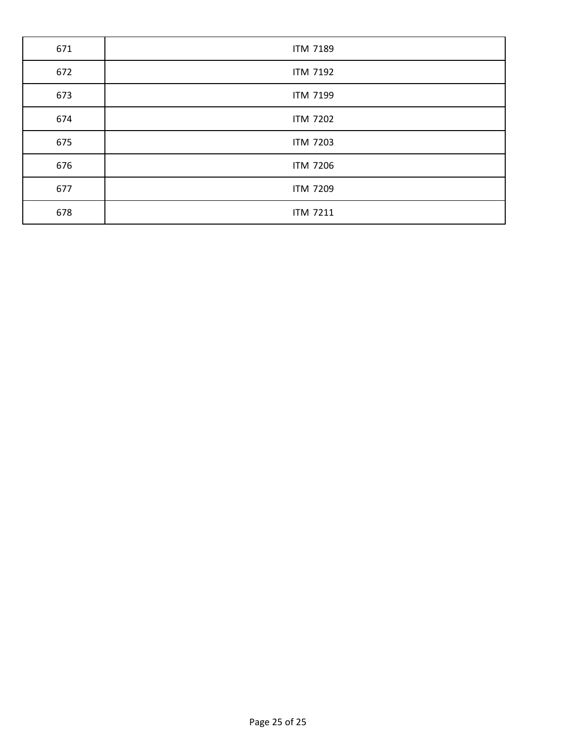| | |
|---|---|
| 671 | ITM 7189 |
| 672 | ITM 7192 |
| 673 | ITM 7199 |
| 674 | ITM 7202 |
| 675 | ITM 7203 |
| 676 | ITM 7206 |
| 677 | ITM 7209 |
| 678 | ITM 7211 |